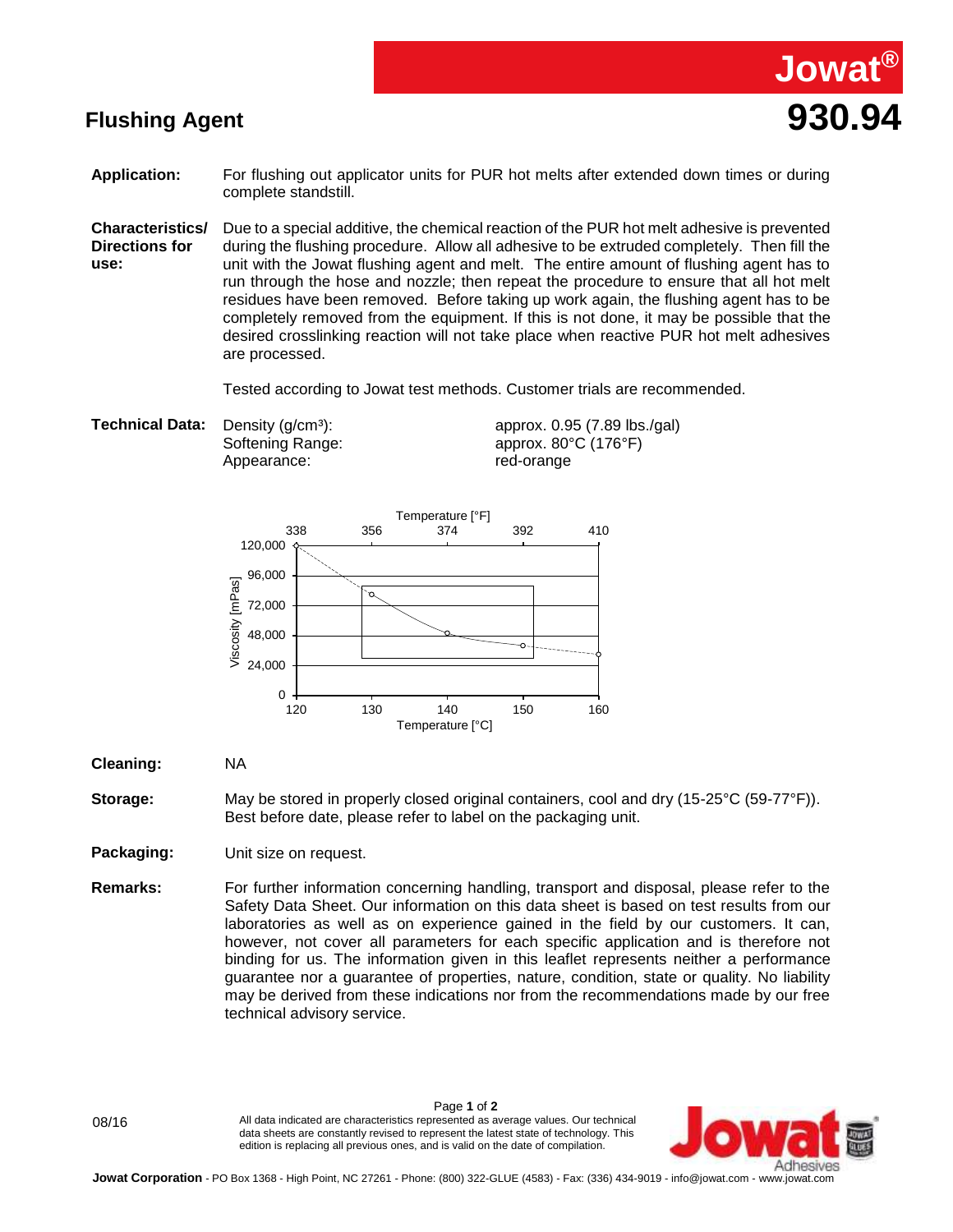# Jowat® 930.94

## Flushing Agent

**Application:** For flushing out applicator units for PUR hot melts after extended down times or during complete standstill.

**Characteristics/ Directions for use:** Due to a special additive, the chemical reaction of the PUR hot melt adhesive is prevented during the flushing procedure. Allow all adhesive to be extruded completely. Then fill the unit with the Jowat flushing agent and melt. The entire amount of flushing agent has to run through the hose and nozzle; then repeat the procedure to ensure that all hot melt residues have been removed. Before taking up work again, the flushing agent has to be completely removed from the equipment. If this is not done, it may be possible that the desired crosslinking reaction will not take place when reactive PUR hot melt adhesives are processed.

Tested according to Jowat test methods. Customer trials are recommended.

**Technical Data:**

| | |
|---|---|
| Density (g/cm³): | approx. 0.95 (7.89 lbs./gal) |
| Softening Range: | approx. 80°C (176°F) |
| Appearance: | red-orange |

Viscosity [mPas] vs. Temperature [°C] / Temperature [°F]

| Temperature [°C] | 120 | 130 | 140 | 150 | 160 |
|---|---|---|---|---|---|
| Temperature [°F] | 338 | 356 | 374 | 392 | 410 |

**Cleaning:** NA

**Storage:** May be stored in properly closed original containers, cool and dry (15-25°C (59-77°F)). Best before date, please refer to label on the packaging unit.

**Packaging:** Unit size on request.

**Remarks:** For further information concerning handling, transport and disposal, please refer to the Safety Data Sheet. Our information on this data sheet is based on test results from our laboratories as well as on experience gained in the field by our customers. It can, however, not cover all parameters for each specific application and is therefore not binding for us. The information given in this leaflet represents neither a performance guarantee nor a guarantee of properties, nature, condition, state or quality. No liability may be derived from these indications nor from the recommendations made by our free technical advisory service.

08/16

All data indicated are characteristics represented as average values. Our technical data sheets are constantly revised to represent the latest state of technology. This edition is replacing all previous ones, and is valid on the date of compilation.

**Jowat Corporation** - PO Box 1368 - High Point, NC 27261 - Phone: (800) 322-GLUE (4583) - Fax: (336) 434-9019 - info@jowat.com - www.jowat.com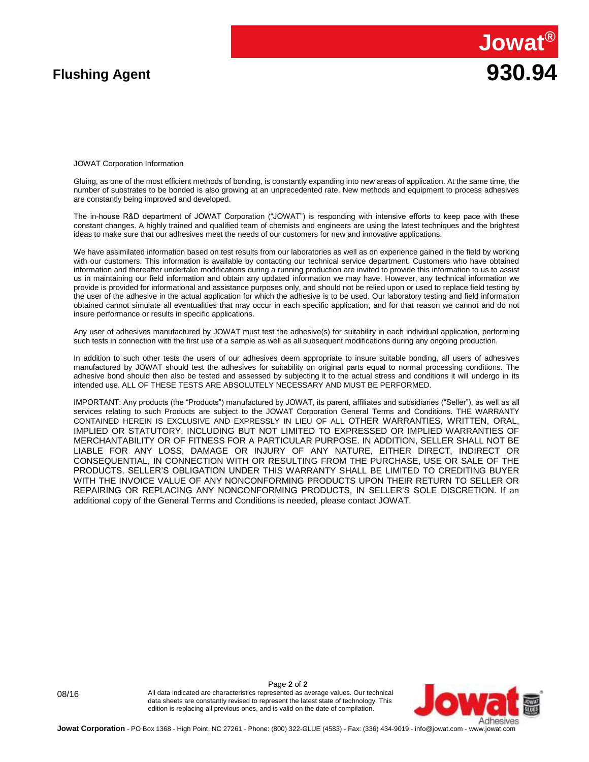JOWAT Corporation Information

Gluing, as one of the most efficient methods of bonding, is constantly expanding into new areas of application. At the same time, the number of substrates to be bonded is also growing at an unprecedented rate. New methods and equipment to process adhesives are constantly being improved and developed.

The in-house R&D department of JOWAT Corporation ("JOWAT") is responding with intensive efforts to keep pace with these constant changes. A highly trained and qualified team of chemists and engineers are using the latest techniques and the brightest ideas to make sure that our adhesives meet the needs of our customers for new and innovative applications.

We have assimilated information based on test results from our laboratories as well as on experience gained in the field by working with our customers. This information is available by contacting our technical service department. Customers who have obtained information and thereafter undertake modifications during a running production are invited to provide this information to us to assist us in maintaining our field information and obtain any updated information we may have. However, any technical information we provide is provided for informational and assistance purposes only, and should not be relied upon or used to replace field testing by the user of the adhesive in the actual application for which the adhesive is to be used. Our laboratory testing and field information obtained cannot simulate all eventualities that may occur in each specific application, and for that reason we cannot and do not insure performance or results in specific applications.

Any user of adhesives manufactured by JOWAT must test the adhesive(s) for suitability in each individual application, performing such tests in connection with the first use of a sample as well as all subsequent modifications during any ongoing production.

In addition to such other tests the users of our adhesives deem appropriate to insure suitable bonding, all users of adhesives manufactured by JOWAT should test the adhesives for suitability on original parts equal to normal processing conditions. The adhesive bond should then also be tested and assessed by subjecting it to the actual stress and conditions it will undergo in its intended use. ALL OF THESE TESTS ARE ABSOLUTELY NECESSARY AND MUST BE PERFORMED.

IMPORTANT: Any products (the "Products") manufactured by JOWAT, its parent, affiliates and subsidiaries ("Seller"), as well as all services relating to such Products are subject to the JOWAT Corporation General Terms and Conditions. THE WARRANTY CONTAINED HEREIN IS EXCLUSIVE AND EXPRESSLY IN LIEU OF ALL OTHER WARRANTIES, WRITTEN, ORAL, IMPLIED OR STATUTORY, INCLUDING BUT NOT LIMITED TO EXPRESSED OR IMPLIED WARRANTIES OF MERCHANTABILITY OR OF FITNESS FOR A PARTICULAR PURPOSE. IN ADDITION, SELLER SHALL NOT BE LIABLE FOR ANY LOSS, DAMAGE OR INJURY OF ANY NATURE, EITHER DIRECT, INDIRECT OR CONSEQUENTIAL, IN CONNECTION WITH OR RESULTING FROM THE PURCHASE, USE OR SALE OF THE PRODUCTS. SELLER'S OBLIGATION UNDER THIS WARRANTY SHALL BE LIMITED TO CREDITING BUYER WITH THE INVOICE VALUE OF ANY NONCONFORMING PRODUCTS UPON THEIR RETURN TO SELLER OR REPAIRING OR REPLACING ANY NONCONFORMING PRODUCTS, IN SELLER'S SOLE DISCRETION. If an additional copy of the General Terms and Conditions is needed, please contact JOWAT.